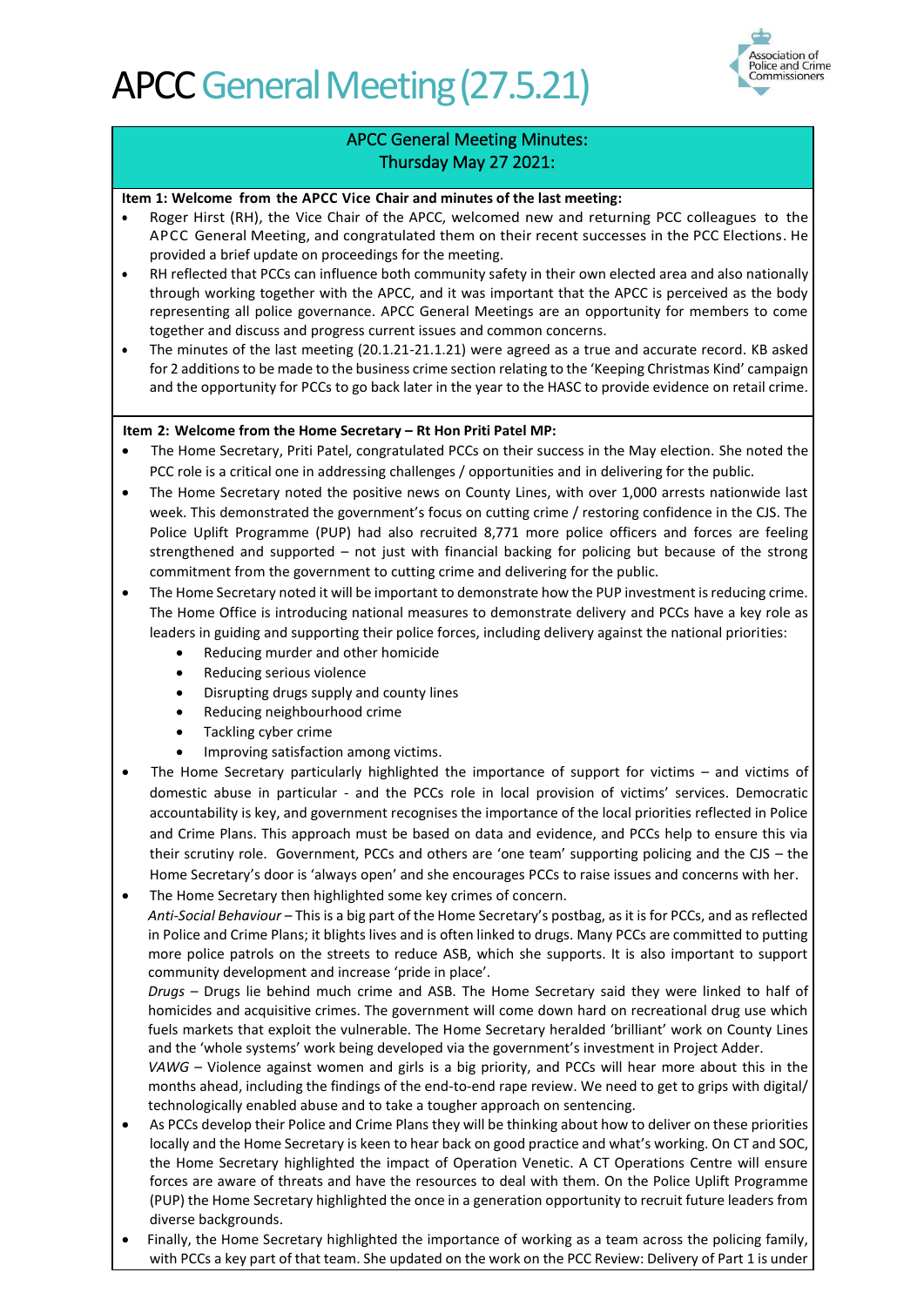# APCC General Meeting (27.5.21)

## APCC General Meeting Minutes: Thursday May 27 2021:

**Item 1: Welcome from the APCC Vice Chair and minutes of the last meeting:**

- Roger Hirst (RH), the Vice Chair of the APCC, welcomed new and returning PCC colleagues to the APCC General Meeting, and congratulated them on their recent successes in the PCC Elections. He provided a brief update on proceedings for the meeting.
- RH reflected that PCCs can influence both community safety in their own elected area and also nationally through working together with the APCC, and it was important that the APCC is perceived as the body representing all police governance. APCC General Meetings are an opportunity for members to come together and discuss and progress current issues and common concerns.
- The minutes of the last meeting (20.1.21-21.1.21) were agreed as a true and accurate record. KB asked for 2 additions to be made to the business crime section relating to the 'Keeping Christmas Kind' campaign and the opportunity for PCCs to go back later in the year to the HASC to provide evidence on retail crime.

**Item 2: Welcome from the Home Secretary – Rt Hon Priti Patel MP:**

- The Home Secretary, Priti Patel, congratulated PCCs on their success in the May election. She noted the PCC role is a critical one in addressing challenges / opportunities and in delivering for the public.
- The Home Secretary noted the positive news on County Lines, with over 1,000 arrests nationwide last week. This demonstrated the government's focus on cutting crime / restoring confidence in the CJS. The Police Uplift Programme (PUP) had also recruited 8,771 more police officers and forces are feeling strengthened and supported – not just with financial backing for policing but because of the strong commitment from the government to cutting crime and delivering for the public.
- The Home Secretary noted it will be important to demonstrate how the PUP investment is reducing crime. The Home Office is introducing national measures to demonstrate delivery and PCCs have a key role as leaders in guiding and supporting their police forces, including delivery against the national priorities:
  - Reducing murder and other homicide
  - Reducing serious violence
  - Disrupting drugs supply and county lines
  - Reducing neighbourhood crime
  - Tackling cyber crime
  - Improving satisfaction among victims.
- The Home Secretary particularly highlighted the importance of support for victims – and victims of domestic abuse in particular - and the PCCs role in local provision of victims' services. Democratic accountability is key, and government recognises the importance of the local priorities reflected in Police and Crime Plans. This approach must be based on data and evidence, and PCCs help to ensure this via their scrutiny role. Government, PCCs and others are 'one team' supporting policing and the CJS – the Home Secretary's door is 'always open' and she encourages PCCs to raise issues and concerns with her.
- The Home Secretary then highlighted some key crimes of concern.

  *Anti-Social Behaviour* – This is a big part of the Home Secretary's postbag, as it is for PCCs, and as reflected in Police and Crime Plans; it blights lives and is often linked to drugs. Many PCCs are committed to putting more police patrols on the streets to reduce ASB, which she supports. It is also important to support community development and increase 'pride in place'.

  *Drugs* – Drugs lie behind much crime and ASB. The Home Secretary said they were linked to half of homicides and acquisitive crimes. The government will come down hard on recreational drug use which fuels markets that exploit the vulnerable. The Home Secretary heralded 'brilliant' work on County Lines and the 'whole systems' work being developed via the government's investment in Project Adder.

  *VAWG* – Violence against women and girls is a big priority, and PCCs will hear more about this in the months ahead, including the findings of the end-to-end rape review. We need to get to grips with digital/ technologically enabled abuse and to take a tougher approach on sentencing.
- As PCCs develop their Police and Crime Plans they will be thinking about how to deliver on these priorities locally and the Home Secretary is keen to hear back on good practice and what's working. On CT and SOC, the Home Secretary highlighted the impact of Operation Venetic. A CT Operations Centre will ensure forces are aware of threats and have the resources to deal with them. On the Police Uplift Programme (PUP) the Home Secretary highlighted the once in a generation opportunity to recruit future leaders from diverse backgrounds.
- Finally, the Home Secretary highlighted the importance of working as a team across the policing family, with PCCs a key part of that team. She updated on the work on the PCC Review: Delivery of Part 1 is under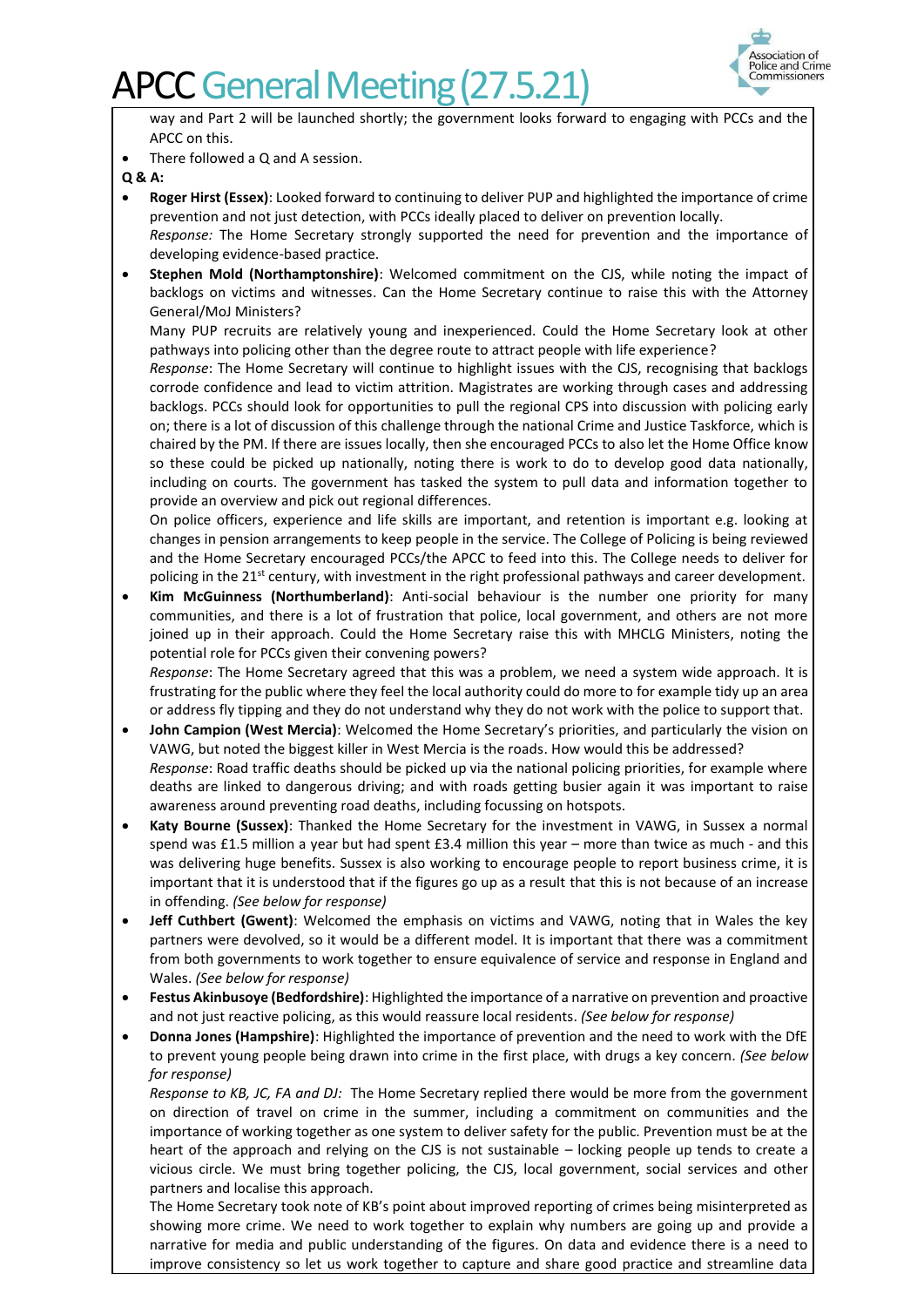way and Part 2 will be launched shortly; the government looks forward to engaging with PCCs and the APCC on this.

- There followed a Q and A session.

**Q & A:**

- **Roger Hirst (Essex)**: Looked forward to continuing to deliver PUP and highlighted the importance of crime prevention and not just detection, with PCCs ideally placed to deliver on prevention locally.
*Response:* The Home Secretary strongly supported the need for prevention and the importance of developing evidence-based practice.
- **Stephen Mold (Northamptonshire)**: Welcomed commitment on the CJS, while noting the impact of backlogs on victims and witnesses. Can the Home Secretary continue to raise this with the Attorney General/MoJ Ministers?
Many PUP recruits are relatively young and inexperienced. Could the Home Secretary look at other pathways into policing other than the degree route to attract people with life experience?
*Response*: The Home Secretary will continue to highlight issues with the CJS, recognising that backlogs corrode confidence and lead to victim attrition. Magistrates are working through cases and addressing backlogs. PCCs should look for opportunities to pull the regional CPS into discussion with policing early on; there is a lot of discussion of this challenge through the national Crime and Justice Taskforce, which is chaired by the PM. If there are issues locally, then she encouraged PCCs to also let the Home Office know so these could be picked up nationally, noting there is work to do to develop good data nationally, including on courts. The government has tasked the system to pull data and information together to provide an overview and pick out regional differences.
On police officers, experience and life skills are important, and retention is important e.g. looking at changes in pension arrangements to keep people in the service. The College of Policing is being reviewed and the Home Secretary encouraged PCCs/the APCC to feed into this. The College needs to deliver for policing in the 21st century, with investment in the right professional pathways and career development.
- **Kim McGuinness (Northumberland)**: Anti-social behaviour is the number one priority for many communities, and there is a lot of frustration that police, local government, and others are not more joined up in their approach. Could the Home Secretary raise this with MHCLG Ministers, noting the potential role for PCCs given their convening powers?
*Response*: The Home Secretary agreed that this was a problem, we need a system wide approach. It is frustrating for the public where they feel the local authority could do more to for example tidy up an area or address fly tipping and they do not understand why they do not work with the police to support that.
- **John Campion (West Mercia)**: Welcomed the Home Secretary's priorities, and particularly the vision on VAWG, but noted the biggest killer in West Mercia is the roads. How would this be addressed?
*Response*: Road traffic deaths should be picked up via the national policing priorities, for example where deaths are linked to dangerous driving; and with roads getting busier again it was important to raise awareness around preventing road deaths, including focussing on hotspots.
- **Katy Bourne (Sussex)**: Thanked the Home Secretary for the investment in VAWG, in Sussex a normal spend was £1.5 million a year but had spent £3.4 million this year – more than twice as much - and this was delivering huge benefits. Sussex is also working to encourage people to report business crime, it is important that it is understood that if the figures go up as a result that this is not because of an increase in offending. *(See below for response)*
- **Jeff Cuthbert (Gwent)**: Welcomed the emphasis on victims and VAWG, noting that in Wales the key partners were devolved, so it would be a different model. It is important that there was a commitment from both governments to work together to ensure equivalence of service and response in England and Wales. *(See below for response)*
- **Festus Akinbusoye (Bedfordshire)**: Highlighted the importance of a narrative on prevention and proactive and not just reactive policing, as this would reassure local residents. *(See below for response)*
- **Donna Jones (Hampshire)**: Highlighted the importance of prevention and the need to work with the DfE to prevent young people being drawn into crime in the first place, with drugs a key concern. *(See below for response)*
*Response to KB, JC, FA and DJ:* The Home Secretary replied there would be more from the government on direction of travel on crime in the summer, including a commitment on communities and the importance of working together as one system to deliver safety for the public. Prevention must be at the heart of the approach and relying on the CJS is not sustainable – locking people up tends to create a vicious circle. We must bring together policing, the CJS, local government, social services and other partners and localise this approach.
The Home Secretary took note of KB's point about improved reporting of crimes being misinterpreted as showing more crime. We need to work together to explain why numbers are going up and provide a narrative for media and public understanding of the figures. On data and evidence there is a need to improve consistency so let us work together to capture and share good practice and streamline data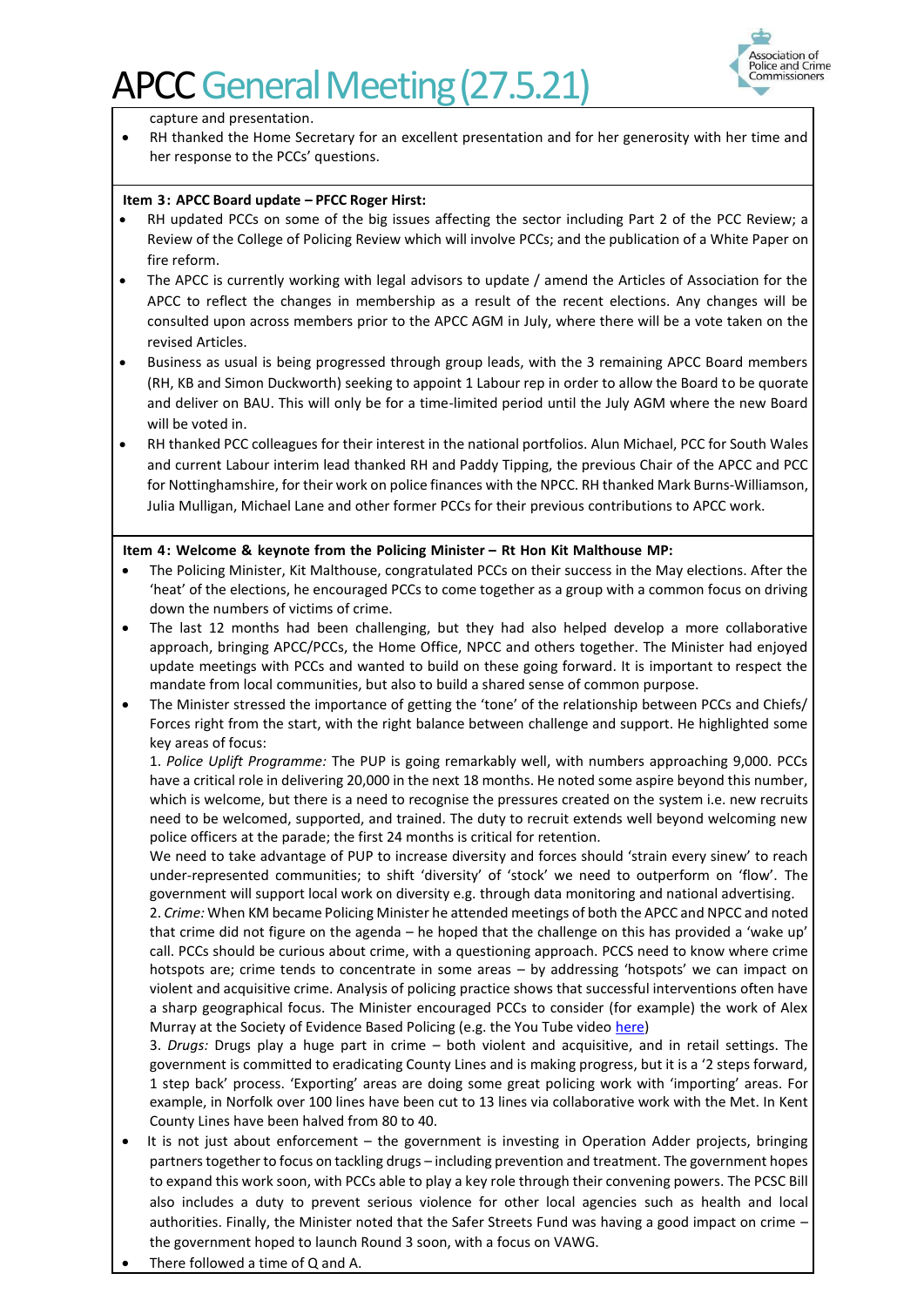capture and presentation.

- RH thanked the Home Secretary for an excellent presentation and for her generosity with her time and her response to the PCCs' questions.

**Item 3: APCC Board update – PFCC Roger Hirst:**

- RH updated PCCs on some of the big issues affecting the sector including Part 2 of the PCC Review; a Review of the College of Policing Review which will involve PCCs; and the publication of a White Paper on fire reform.
- The APCC is currently working with legal advisors to update / amend the Articles of Association for the APCC to reflect the changes in membership as a result of the recent elections. Any changes will be consulted upon across members prior to the APCC AGM in July, where there will be a vote taken on the revised Articles.
- Business as usual is being progressed through group leads, with the 3 remaining APCC Board members (RH, KB and Simon Duckworth) seeking to appoint 1 Labour rep in order to allow the Board to be quorate and deliver on BAU. This will only be for a time-limited period until the July AGM where the new Board will be voted in.
- RH thanked PCC colleagues for their interest in the national portfolios. Alun Michael, PCC for South Wales and current Labour interim lead thanked RH and Paddy Tipping, the previous Chair of the APCC and PCC for Nottinghamshire, for their work on police finances with the NPCC. RH thanked Mark Burns-Williamson, Julia Mulligan, Michael Lane and other former PCCs for their previous contributions to APCC work.

**Item 4: Welcome & keynote from the Policing Minister – Rt Hon Kit Malthouse MP:**

- The Policing Minister, Kit Malthouse, congratulated PCCs on their success in the May elections. After the 'heat' of the elections, he encouraged PCCs to come together as a group with a common focus on driving down the numbers of victims of crime.
- The last 12 months had been challenging, but they had also helped develop a more collaborative approach, bringing APCC/PCCs, the Home Office, NPCC and others together. The Minister had enjoyed update meetings with PCCs and wanted to build on these going forward. It is important to respect the mandate from local communities, but also to build a shared sense of common purpose.
- The Minister stressed the importance of getting the 'tone' of the relationship between PCCs and Chiefs/ Forces right from the start, with the right balance between challenge and support. He highlighted some key areas of focus:

  1. *Police Uplift Programme:* The PUP is going remarkably well, with numbers approaching 9,000. PCCs have a critical role in delivering 20,000 in the next 18 months. He noted some aspire beyond this number, which is welcome, but there is a need to recognise the pressures created on the system i.e. new recruits need to be welcomed, supported, and trained. The duty to recruit extends well beyond welcoming new police officers at the parade; the first 24 months is critical for retention.

  We need to take advantage of PUP to increase diversity and forces should 'strain every sinew' to reach under-represented communities; to shift 'diversity' of 'stock' we need to outperform on 'flow'. The government will support local work on diversity e.g. through data monitoring and national advertising.

  2. *Crime:* When KM became Policing Minister he attended meetings of both the APCC and NPCC and noted that crime did not figure on the agenda – he hoped that the challenge on this has provided a 'wake up' call. PCCs should be curious about crime, with a questioning approach. PCCS need to know where crime hotspots are; crime tends to concentrate in some areas – by addressing 'hotspots' we can impact on violent and acquisitive crime. Analysis of policing practice shows that successful interventions often have a sharp geographical focus. The Minister encouraged PCCs to consider (for example) the work of Alex Murray at the Society of Evidence Based Policing (e.g. the You Tube video [here](#))

  3. *Drugs:* Drugs play a huge part in crime – both violent and acquisitive, and in retail settings. The government is committed to eradicating County Lines and is making progress, but it is a '2 steps forward, 1 step back' process. 'Exporting' areas are doing some great policing work with 'importing' areas. For example, in Norfolk over 100 lines have been cut to 13 lines via collaborative work with the Met. In Kent County Lines have been halved from 80 to 40.

- It is not just about enforcement – the government is investing in Operation Adder projects, bringing partners together to focus on tackling drugs – including prevention and treatment. The government hopes to expand this work soon, with PCCs able to play a key role through their convening powers. The PCSC Bill also includes a duty to prevent serious violence for other local agencies such as health and local authorities. Finally, the Minister noted that the Safer Streets Fund was having a good impact on crime – the government hoped to launch Round 3 soon, with a focus on VAWG.
- There followed a time of Q and A.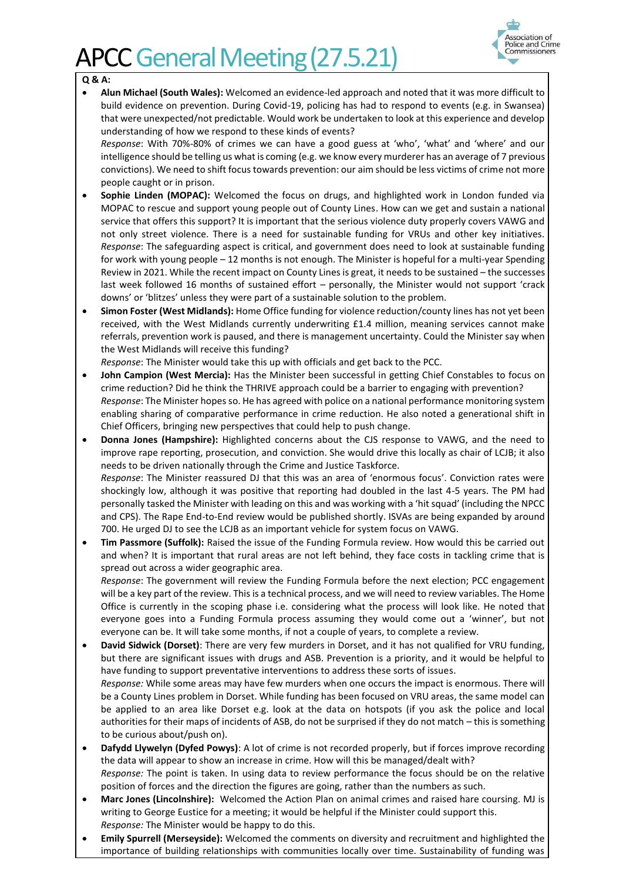# APCC General Meeting (27.5.21)

**Q & A:**

- **Alun Michael (South Wales):** Welcomed an evidence-led approach and noted that it was more difficult to build evidence on prevention. During Covid-19, policing has had to respond to events (e.g. in Swansea) that were unexpected/not predictable. Would work be undertaken to look at this experience and develop understanding of how we respond to these kinds of events?
  *Response*: With 70%-80% of crimes we can have a good guess at 'who', 'what' and 'where' and our intelligence should be telling us what is coming (e.g. we know every murderer has an average of 7 previous convictions). We need to shift focus towards prevention: our aim should be less victims of crime not more people caught or in prison.
- **Sophie Linden (MOPAC):** Welcomed the focus on drugs, and highlighted work in London funded via MOPAC to rescue and support young people out of County Lines. How can we get and sustain a national service that offers this support? It is important that the serious violence duty properly covers VAWG and not only street violence. There is a need for sustainable funding for VRUs and other key initiatives.
  *Response*: The safeguarding aspect is critical, and government does need to look at sustainable funding for work with young people – 12 months is not enough. The Minister is hopeful for a multi-year Spending Review in 2021. While the recent impact on County Lines is great, it needs to be sustained – the successes last week followed 16 months of sustained effort – personally, the Minister would not support 'crack downs' or 'blitzes' unless they were part of a sustainable solution to the problem.
- **Simon Foster (West Midlands):** Home Office funding for violence reduction/county lines has not yet been received, with the West Midlands currently underwriting £1.4 million, meaning services cannot make referrals, prevention work is paused, and there is management uncertainty. Could the Minister say when the West Midlands will receive this funding?
  *Response*: The Minister would take this up with officials and get back to the PCC.
- **John Campion (West Mercia):** Has the Minister been successful in getting Chief Constables to focus on crime reduction? Did he think the THRIVE approach could be a barrier to engaging with prevention?
  *Response*: The Minister hopes so. He has agreed with police on a national performance monitoring system enabling sharing of comparative performance in crime reduction. He also noted a generational shift in Chief Officers, bringing new perspectives that could help to push change.
- **Donna Jones (Hampshire):** Highlighted concerns about the CJS response to VAWG, and the need to improve rape reporting, prosecution, and conviction. She would drive this locally as chair of LCJB; it also needs to be driven nationally through the Crime and Justice Taskforce.
  *Response*: The Minister reassured DJ that this was an area of 'enormous focus'. Conviction rates were shockingly low, although it was positive that reporting had doubled in the last 4-5 years. The PM had personally tasked the Minister with leading on this and was working with a 'hit squad' (including the NPCC and CPS). The Rape End-to-End review would be published shortly. ISVAs are being expanded by around 700. He urged DJ to see the LCJB as an important vehicle for system focus on VAWG.
- **Tim Passmore (Suffolk):** Raised the issue of the Funding Formula review. How would this be carried out and when? It is important that rural areas are not left behind, they face costs in tackling crime that is spread out across a wider geographic area.
  *Response*: The government will review the Funding Formula before the next election; PCC engagement will be a key part of the review. This is a technical process, and we will need to review variables. The Home Office is currently in the scoping phase i.e. considering what the process will look like. He noted that everyone goes into a Funding Formula process assuming they would come out a 'winner', but not everyone can be. It will take some months, if not a couple of years, to complete a review.
- **David Sidwick (Dorset)**: There are very few murders in Dorset, and it has not qualified for VRU funding, but there are significant issues with drugs and ASB. Prevention is a priority, and it would be helpful to have funding to support preventative interventions to address these sorts of issues.
  *Response:* While some areas may have few murders when one occurs the impact is enormous. There will be a County Lines problem in Dorset. While funding has been focused on VRU areas, the same model can be applied to an area like Dorset e.g. look at the data on hotspots (if you ask the police and local authorities for their maps of incidents of ASB, do not be surprised if they do not match – this is something to be curious about/push on).
- **Dafydd Llywelyn (Dyfed Powys)**: A lot of crime is not recorded properly, but if forces improve recording the data will appear to show an increase in crime. How will this be managed/dealt with?
  *Response:* The point is taken. In using data to review performance the focus should be on the relative position of forces and the direction the figures are going, rather than the numbers as such.
- **Marc Jones (Lincolnshire):** Welcomed the Action Plan on animal crimes and raised hare coursing. MJ is writing to George Eustice for a meeting; it would be helpful if the Minister could support this.
  *Response:* The Minister would be happy to do this.
- **Emily Spurrell (Merseyside):** Welcomed the comments on diversity and recruitment and highlighted the importance of building relationships with communities locally over time. Sustainability of funding was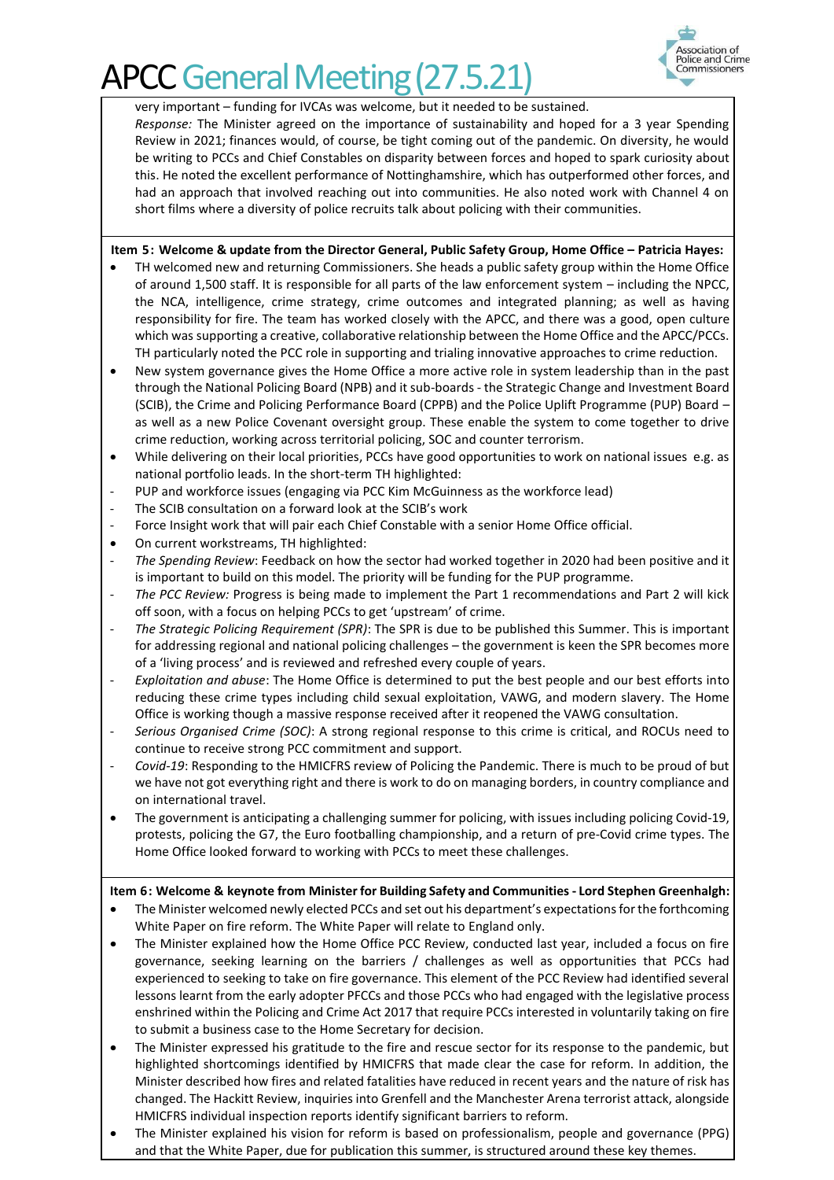very important – funding for IVCAs was welcome, but it needed to be sustained.

*Response:* The Minister agreed on the importance of sustainability and hoped for a 3 year Spending Review in 2021; finances would, of course, be tight coming out of the pandemic. On diversity, he would be writing to PCCs and Chief Constables on disparity between forces and hoped to spark curiosity about this. He noted the excellent performance of Nottinghamshire, which has outperformed other forces, and had an approach that involved reaching out into communities. He also noted work with Channel 4 on short films where a diversity of police recruits talk about policing with their communities.

**Item 5: Welcome & update from the Director General, Public Safety Group, Home Office – Patricia Hayes:**

- TH welcomed new and returning Commissioners. She heads a public safety group within the Home Office of around 1,500 staff. It is responsible for all parts of the law enforcement system – including the NPCC, the NCA, intelligence, crime strategy, crime outcomes and integrated planning; as well as having responsibility for fire. The team has worked closely with the APCC, and there was a good, open culture which was supporting a creative, collaborative relationship between the Home Office and the APCC/PCCs. TH particularly noted the PCC role in supporting and trialing innovative approaches to crime reduction.
- New system governance gives the Home Office a more active role in system leadership than in the past through the National Policing Board (NPB) and it sub-boards - the Strategic Change and Investment Board (SCIB), the Crime and Policing Performance Board (CPPB) and the Police Uplift Programme (PUP) Board – as well as a new Police Covenant oversight group. These enable the system to come together to drive crime reduction, working across territorial policing, SOC and counter terrorism.
- While delivering on their local priorities, PCCs have good opportunities to work on national issues e.g. as national portfolio leads. In the short-term TH highlighted:
  - PUP and workforce issues (engaging via PCC Kim McGuinness as the workforce lead)
  - The SCIB consultation on a forward look at the SCIB's work
  - Force Insight work that will pair each Chief Constable with a senior Home Office official.
- On current workstreams, TH highlighted:
  - *The Spending Review*: Feedback on how the sector had worked together in 2020 had been positive and it is important to build on this model. The priority will be funding for the PUP programme.
  - *The PCC Review:* Progress is being made to implement the Part 1 recommendations and Part 2 will kick off soon, with a focus on helping PCCs to get 'upstream' of crime.
  - *The Strategic Policing Requirement (SPR)*: The SPR is due to be published this Summer. This is important for addressing regional and national policing challenges – the government is keen the SPR becomes more of a 'living process' and is reviewed and refreshed every couple of years.
  - *Exploitation and abuse*: The Home Office is determined to put the best people and our best efforts into reducing these crime types including child sexual exploitation, VAWG, and modern slavery. The Home Office is working though a massive response received after it reopened the VAWG consultation.
  - *Serious Organised Crime (SOC)*: A strong regional response to this crime is critical, and ROCUs need to continue to receive strong PCC commitment and support.
  - *Covid-19*: Responding to the HMICFRS review of Policing the Pandemic. There is much to be proud of but we have not got everything right and there is work to do on managing borders, in country compliance and on international travel.
- The government is anticipating a challenging summer for policing, with issues including policing Covid-19, protests, policing the G7, the Euro footballing championship, and a return of pre-Covid crime types. The Home Office looked forward to working with PCCs to meet these challenges.

**Item 6: Welcome & keynote from Minister for Building Safety and Communities - Lord Stephen Greenhalgh:**

- The Minister welcomed newly elected PCCs and set out his department's expectations for the forthcoming White Paper on fire reform. The White Paper will relate to England only.
- The Minister explained how the Home Office PCC Review, conducted last year, included a focus on fire governance, seeking learning on the barriers / challenges as well as opportunities that PCCs had experienced to seeking to take on fire governance. This element of the PCC Review had identified several lessons learnt from the early adopter PFCCs and those PCCs who had engaged with the legislative process enshrined within the Policing and Crime Act 2017 that require PCCs interested in voluntarily taking on fire to submit a business case to the Home Secretary for decision.
- The Minister expressed his gratitude to the fire and rescue sector for its response to the pandemic, but highlighted shortcomings identified by HMICFRS that made clear the case for reform. In addition, the Minister described how fires and related fatalities have reduced in recent years and the nature of risk has changed. The Hackitt Review, inquiries into Grenfell and the Manchester Arena terrorist attack, alongside HMICFRS individual inspection reports identify significant barriers to reform.
- The Minister explained his vision for reform is based on professionalism, people and governance (PPG) and that the White Paper, due for publication this summer, is structured around these key themes.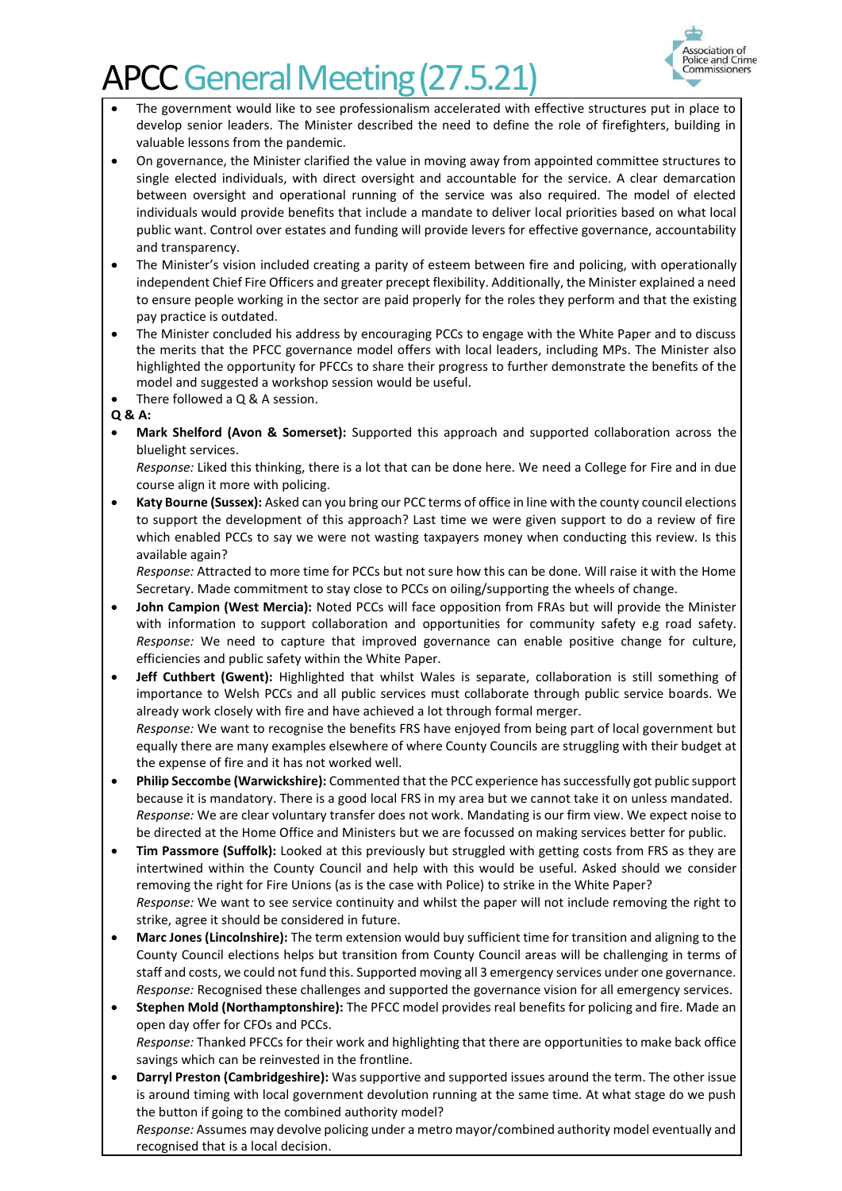- The government would like to see professionalism accelerated with effective structures put in place to develop senior leaders. The Minister described the need to define the role of firefighters, building in valuable lessons from the pandemic.
- On governance, the Minister clarified the value in moving away from appointed committee structures to single elected individuals, with direct oversight and accountable for the service. A clear demarcation between oversight and operational running of the service was also required. The model of elected individuals would provide benefits that include a mandate to deliver local priorities based on what local public want. Control over estates and funding will provide levers for effective governance, accountability and transparency.
- The Minister's vision included creating a parity of esteem between fire and policing, with operationally independent Chief Fire Officers and greater precept flexibility. Additionally, the Minister explained a need to ensure people working in the sector are paid properly for the roles they perform and that the existing pay practice is outdated.
- The Minister concluded his address by encouraging PCCs to engage with the White Paper and to discuss the merits that the PFCC governance model offers with local leaders, including MPs. The Minister also highlighted the opportunity for PFCCs to share their progress to further demonstrate the benefits of the model and suggested a workshop session would be useful.
- There followed a Q & A session.

**Q & A:**

- **Mark Shelford (Avon & Somerset):** Supported this approach and supported collaboration across the bluelight services.
  *Response:* Liked this thinking, there is a lot that can be done here. We need a College for Fire and in due course align it more with policing.
- **Katy Bourne (Sussex):** Asked can you bring our PCC terms of office in line with the county council elections to support the development of this approach? Last time we were given support to do a review of fire which enabled PCCs to say we were not wasting taxpayers money when conducting this review. Is this available again?
  *Response:* Attracted to more time for PCCs but not sure how this can be done. Will raise it with the Home Secretary. Made commitment to stay close to PCCs on oiling/supporting the wheels of change.
- **John Campion (West Mercia):** Noted PCCs will face opposition from FRAs but will provide the Minister with information to support collaboration and opportunities for community safety e.g road safety.
  *Response:* We need to capture that improved governance can enable positive change for culture, efficiencies and public safety within the White Paper.
- **Jeff Cuthbert (Gwent):** Highlighted that whilst Wales is separate, collaboration is still something of importance to Welsh PCCs and all public services must collaborate through public service boards. We already work closely with fire and have achieved a lot through formal merger.
  *Response:* We want to recognise the benefits FRS have enjoyed from being part of local government but equally there are many examples elsewhere of where County Councils are struggling with their budget at the expense of fire and it has not worked well.
- **Philip Seccombe (Warwickshire):** Commented that the PCC experience has successfully got public support because it is mandatory. There is a good local FRS in my area but we cannot take it on unless mandated.
  *Response:* We are clear voluntary transfer does not work. Mandating is our firm view. We expect noise to be directed at the Home Office and Ministers but we are focussed on making services better for public.
- **Tim Passmore (Suffolk):** Looked at this previously but struggled with getting costs from FRS as they are intertwined within the County Council and help with this would be useful. Asked should we consider removing the right for Fire Unions (as is the case with Police) to strike in the White Paper?
  *Response:* We want to see service continuity and whilst the paper will not include removing the right to strike, agree it should be considered in future.
- **Marc Jones (Lincolnshire):** The term extension would buy sufficient time for transition and aligning to the County Council elections helps but transition from County Council areas will be challenging in terms of staff and costs, we could not fund this. Supported moving all 3 emergency services under one governance.
  *Response:* Recognised these challenges and supported the governance vision for all emergency services.
- **Stephen Mold (Northamptonshire):** The PFCC model provides real benefits for policing and fire. Made an open day offer for CFOs and PCCs.
  *Response:* Thanked PFCCs for their work and highlighting that there are opportunities to make back office savings which can be reinvested in the frontline.
- **Darryl Preston (Cambridgeshire):** Was supportive and supported issues around the term. The other issue is around timing with local government devolution running at the same time. At what stage do we push the button if going to the combined authority model?
  *Response:* Assumes may devolve policing under a metro mayor/combined authority model eventually and recognised that is a local decision.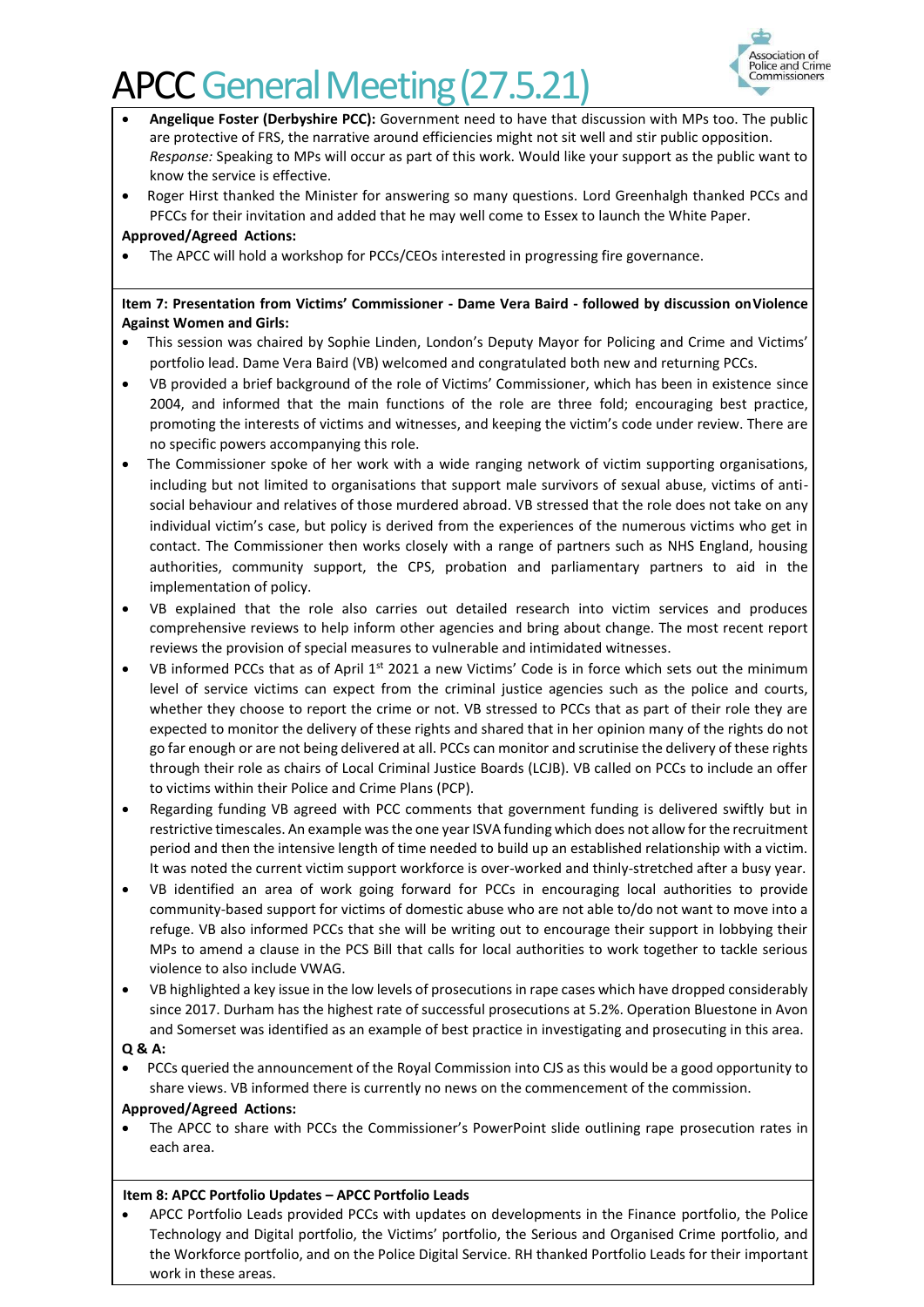- **Angelique Foster (Derbyshire PCC):** Government need to have that discussion with MPs too. The public are protective of FRS, the narrative around efficiencies might not sit well and stir public opposition. *Response:* Speaking to MPs will occur as part of this work. Would like your support as the public want to know the service is effective.
- Roger Hirst thanked the Minister for answering so many questions. Lord Greenhalgh thanked PCCs and PFCCs for their invitation and added that he may well come to Essex to launch the White Paper.

**Approved/Agreed Actions:**

- The APCC will hold a workshop for PCCs/CEOs interested in progressing fire governance.

**Item 7: Presentation from Victims' Commissioner - Dame Vera Baird - followed by discussion on Violence Against Women and Girls:**

- This session was chaired by Sophie Linden, London's Deputy Mayor for Policing and Crime and Victims' portfolio lead. Dame Vera Baird (VB) welcomed and congratulated both new and returning PCCs.
- VB provided a brief background of the role of Victims' Commissioner, which has been in existence since 2004, and informed that the main functions of the role are three fold; encouraging best practice, promoting the interests of victims and witnesses, and keeping the victim's code under review. There are no specific powers accompanying this role.
- The Commissioner spoke of her work with a wide ranging network of victim supporting organisations, including but not limited to organisations that support male survivors of sexual abuse, victims of anti-social behaviour and relatives of those murdered abroad. VB stressed that the role does not take on any individual victim's case, but policy is derived from the experiences of the numerous victims who get in contact. The Commissioner then works closely with a range of partners such as NHS England, housing authorities, community support, the CPS, probation and parliamentary partners to aid in the implementation of policy.
- VB explained that the role also carries out detailed research into victim services and produces comprehensive reviews to help inform other agencies and bring about change. The most recent report reviews the provision of special measures to vulnerable and intimidated witnesses.
- VB informed PCCs that as of April 1st 2021 a new Victims' Code is in force which sets out the minimum level of service victims can expect from the criminal justice agencies such as the police and courts, whether they choose to report the crime or not. VB stressed to PCCs that as part of their role they are expected to monitor the delivery of these rights and shared that in her opinion many of the rights do not go far enough or are not being delivered at all. PCCs can monitor and scrutinise the delivery of these rights through their role as chairs of Local Criminal Justice Boards (LCJB). VB called on PCCs to include an offer to victims within their Police and Crime Plans (PCP).
- Regarding funding VB agreed with PCC comments that government funding is delivered swiftly but in restrictive timescales. An example was the one year ISVA funding which does not allow for the recruitment period and then the intensive length of time needed to build up an established relationship with a victim. It was noted the current victim support workforce is over-worked and thinly-stretched after a busy year.
- VB identified an area of work going forward for PCCs in encouraging local authorities to provide community-based support for victims of domestic abuse who are not able to/do not want to move into a refuge. VB also informed PCCs that she will be writing out to encourage their support in lobbying their MPs to amend a clause in the PCS Bill that calls for local authorities to work together to tackle serious violence to also include VWAG.
- VB highlighted a key issue in the low levels of prosecutions in rape cases which have dropped considerably since 2017. Durham has the highest rate of successful prosecutions at 5.2%. Operation Bluestone in Avon and Somerset was identified as an example of best practice in investigating and prosecuting in this area.

**Q & A:**

- PCCs queried the announcement of the Royal Commission into CJS as this would be a good opportunity to share views. VB informed there is currently no news on the commencement of the commission.

**Approved/Agreed Actions:**

- The APCC to share with PCCs the Commissioner's PowerPoint slide outlining rape prosecution rates in each area.

**Item 8: APCC Portfolio Updates – APCC Portfolio Leads**

- APCC Portfolio Leads provided PCCs with updates on developments in the Finance portfolio, the Police Technology and Digital portfolio, the Victims' portfolio, the Serious and Organised Crime portfolio, and the Workforce portfolio, and on the Police Digital Service. RH thanked Portfolio Leads for their important work in these areas.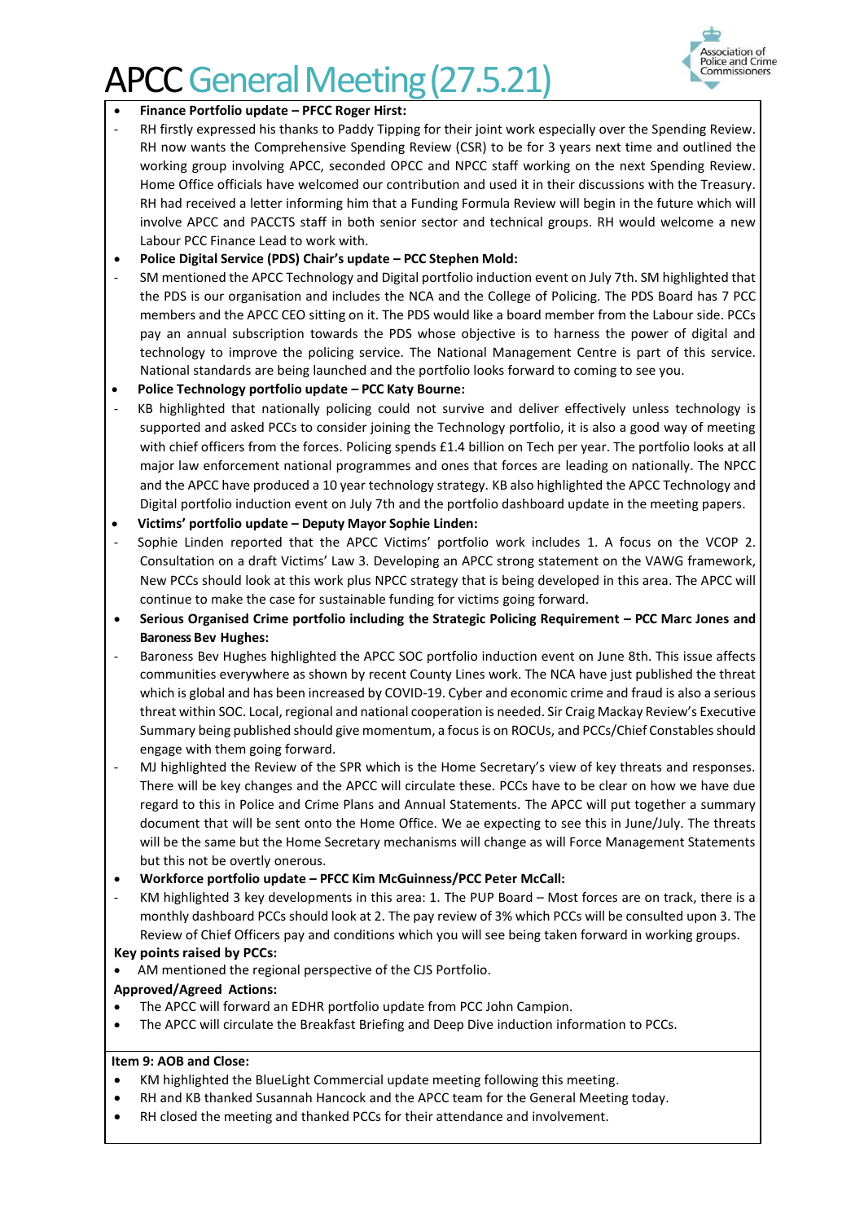# APCC General Meeting (27.5.21)

- **Finance Portfolio update – PFCC Roger Hirst:**
- RH firstly expressed his thanks to Paddy Tipping for their joint work especially over the Spending Review. RH now wants the Comprehensive Spending Review (CSR) to be for 3 years next time and outlined the working group involving APCC, seconded OPCC and NPCC staff working on the next Spending Review. Home Office officials have welcomed our contribution and used it in their discussions with the Treasury. RH had received a letter informing him that a Funding Formula Review will begin in the future which will involve APCC and PACCTS staff in both senior sector and technical groups. RH would welcome a new Labour PCC Finance Lead to work with.
- **Police Digital Service (PDS) Chair's update – PCC Stephen Mold:**
- SM mentioned the APCC Technology and Digital portfolio induction event on July 7th. SM highlighted that the PDS is our organisation and includes the NCA and the College of Policing. The PDS Board has 7 PCC members and the APCC CEO sitting on it. The PDS would like a board member from the Labour side. PCCs pay an annual subscription towards the PDS whose objective is to harness the power of digital and technology to improve the policing service. The National Management Centre is part of this service. National standards are being launched and the portfolio looks forward to coming to see you.
- **Police Technology portfolio update – PCC Katy Bourne:**
- KB highlighted that nationally policing could not survive and deliver effectively unless technology is supported and asked PCCs to consider joining the Technology portfolio, it is also a good way of meeting with chief officers from the forces. Policing spends £1.4 billion on Tech per year. The portfolio looks at all major law enforcement national programmes and ones that forces are leading on nationally. The NPCC and the APCC have produced a 10 year technology strategy. KB also highlighted the APCC Technology and Digital portfolio induction event on July 7th and the portfolio dashboard update in the meeting papers.
- **Victims' portfolio update – Deputy Mayor Sophie Linden:**
- Sophie Linden reported that the APCC Victims' portfolio work includes 1. A focus on the VCOP 2. Consultation on a draft Victims' Law 3. Developing an APCC strong statement on the VAWG framework, New PCCs should look at this work plus NPCC strategy that is being developed in this area. The APCC will continue to make the case for sustainable funding for victims going forward.
- **Serious Organised Crime portfolio including the Strategic Policing Requirement – PCC Marc Jones and Baroness Bev Hughes:**
- Baroness Bev Hughes highlighted the APCC SOC portfolio induction event on June 8th. This issue affects communities everywhere as shown by recent County Lines work. The NCA have just published the threat which is global and has been increased by COVID-19. Cyber and economic crime and fraud is also a serious threat within SOC. Local, regional and national cooperation is needed. Sir Craig Mackay Review's Executive Summary being published should give momentum, a focus is on ROCUs, and PCCs/Chief Constables should engage with them going forward.
- MJ highlighted the Review of the SPR which is the Home Secretary's view of key threats and responses. There will be key changes and the APCC will circulate these. PCCs have to be clear on how we have due regard to this in Police and Crime Plans and Annual Statements. The APCC will put together a summary document that will be sent onto the Home Office. We ae expecting to see this in June/July. The threats will be the same but the Home Secretary mechanisms will change as will Force Management Statements but this not be overtly onerous.
- **Workforce portfolio update – PFCC Kim McGuinness/PCC Peter McCall:**
- KM highlighted 3 key developments in this area: 1. The PUP Board – Most forces are on track, there is a monthly dashboard PCCs should look at 2. The pay review of 3% which PCCs will be consulted upon 3. The Review of Chief Officers pay and conditions which you will see being taken forward in working groups.

**Key points raised by PCCs:**

- AM mentioned the regional perspective of the CJS Portfolio.

**Approved/Agreed Actions:**

- The APCC will forward an EDHR portfolio update from PCC John Campion.
- The APCC will circulate the Breakfast Briefing and Deep Dive induction information to PCCs.

**Item 9: AOB and Close:**

- KM highlighted the BlueLight Commercial update meeting following this meeting.
- RH and KB thanked Susannah Hancock and the APCC team for the General Meeting today.
- RH closed the meeting and thanked PCCs for their attendance and involvement.